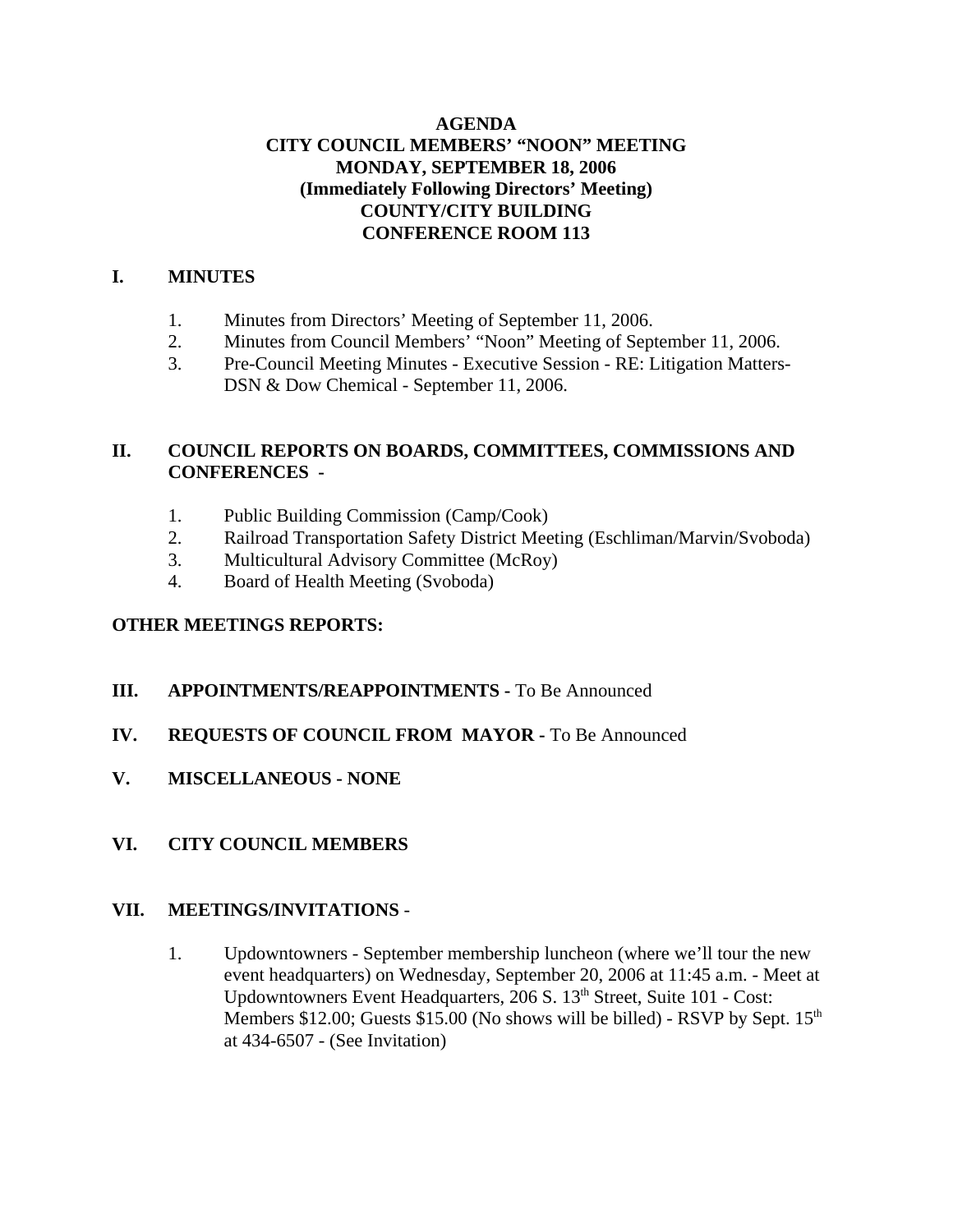# AGENDA
# CITY COUNCIL MEMBERS' "NOON" MEETING
# MONDAY, SEPTEMBER 18, 2006
# (Immediately Following Directors' Meeting)
# COUNTY/CITY BUILDING
# CONFERENCE ROOM 113

## I. MINUTES

1. Minutes from Directors' Meeting of September 11, 2006.
2. Minutes from Council Members' "Noon" Meeting of September 11, 2006.
3. Pre-Council Meeting Minutes - Executive Session - RE: Litigation Matters- DSN & Dow Chemical - September 11, 2006.

## II. COUNCIL REPORTS ON BOARDS, COMMITTEES, COMMISSIONS AND CONFERENCES -

1. Public Building Commission (Camp/Cook)
2. Railroad Transportation Safety District Meeting (Eschliman/Marvin/Svoboda)
3. Multicultural Advisory Committee (McRoy)
4. Board of Health Meeting (Svoboda)

**OTHER MEETINGS REPORTS:**

## III. APPOINTMENTS/REAPPOINTMENTS - To Be Announced

## IV. REQUESTS OF COUNCIL FROM MAYOR - To Be Announced

## V. MISCELLANEOUS - NONE

## VI. CITY COUNCIL MEMBERS

## VII. MEETINGS/INVITATIONS -

1. Updowntowners - September membership luncheon (where we'll tour the new event headquarters) on Wednesday, September 20, 2006 at 11:45 a.m. - Meet at Updowntowners Event Headquarters, 206 S. 13th Street, Suite 101 - Cost: Members $12.00; Guests $15.00 (No shows will be billed) - RSVP by Sept. 15th at 434-6507 - (See Invitation)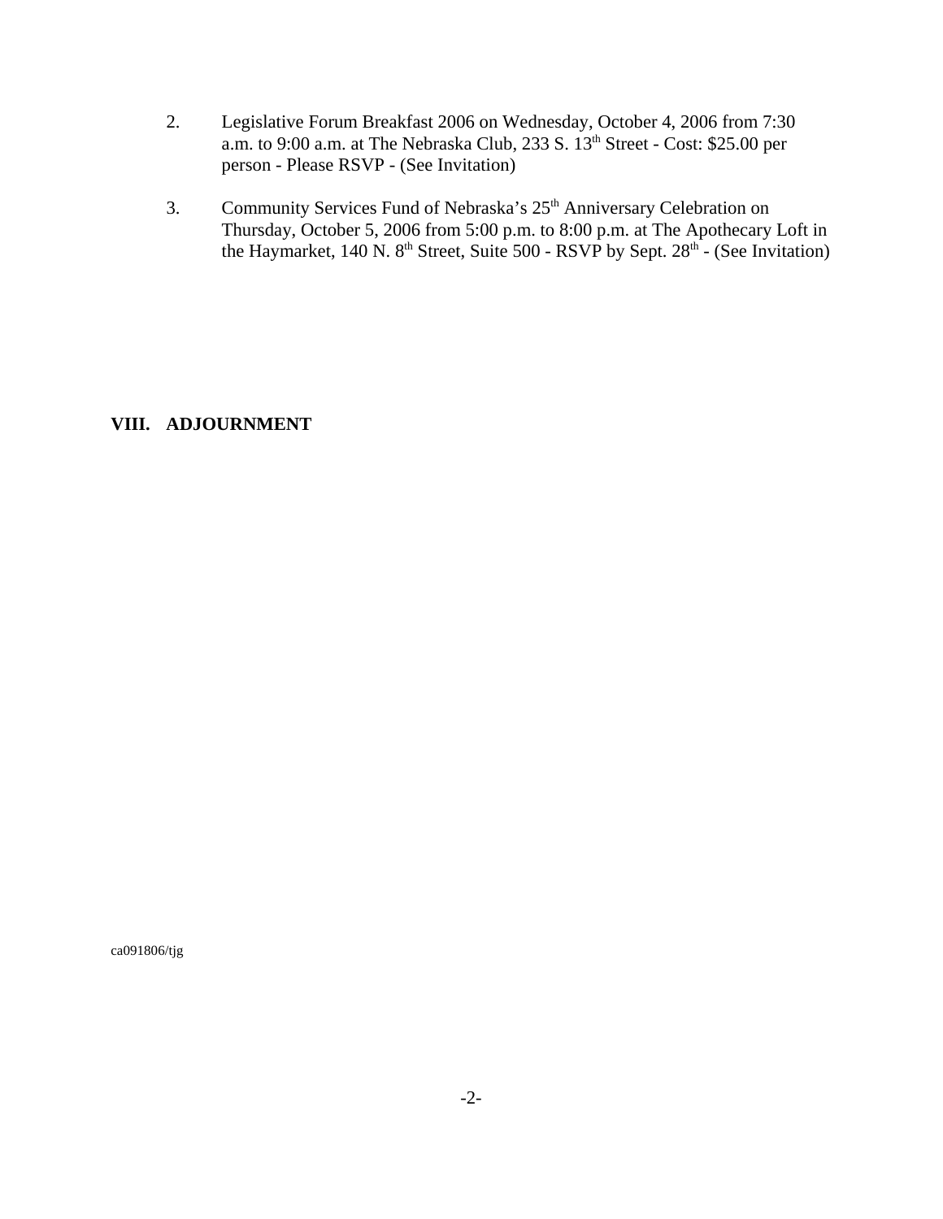2. Legislative Forum Breakfast 2006 on Wednesday, October 4, 2006 from 7:30 a.m. to 9:00 a.m. at The Nebraska Club, 233 S. 13th Street - Cost: $25.00 per person - Please RSVP - (See Invitation)

3. Community Services Fund of Nebraska's 25th Anniversary Celebration on Thursday, October 5, 2006 from 5:00 p.m. to 8:00 p.m. at The Apothecary Loft in the Haymarket, 140 N. 8th Street, Suite 500 - RSVP by Sept. 28th - (See Invitation)

## VIII. ADJOURNMENT

ca091806/tjg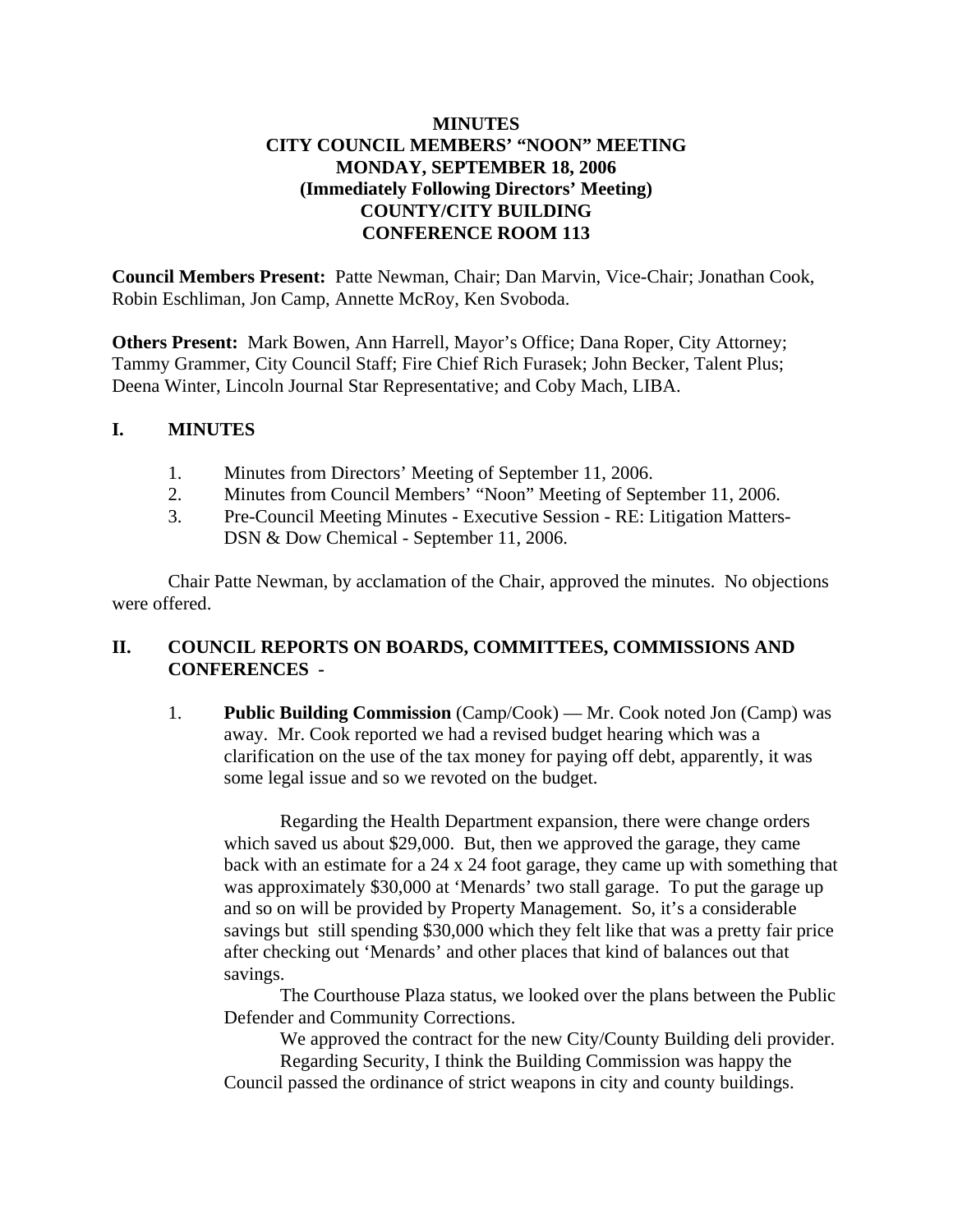**MINUTES**
**CITY COUNCIL MEMBERS' "NOON" MEETING**
**MONDAY, SEPTEMBER 18, 2006**
**(Immediately Following Directors' Meeting)**
**COUNTY/CITY BUILDING**
**CONFERENCE ROOM 113**

**Council Members Present:** Patte Newman, Chair; Dan Marvin, Vice-Chair; Jonathan Cook, Robin Eschliman, Jon Camp, Annette McRoy, Ken Svoboda.

**Others Present:** Mark Bowen, Ann Harrell, Mayor's Office; Dana Roper, City Attorney; Tammy Grammer, City Council Staff; Fire Chief Rich Furasek; John Becker, Talent Plus; Deena Winter, Lincoln Journal Star Representative; and Coby Mach, LIBA.

## I. MINUTES

1. Minutes from Directors' Meeting of September 11, 2006.
2. Minutes from Council Members' "Noon" Meeting of September 11, 2006.
3. Pre-Council Meeting Minutes - Executive Session - RE: Litigation Matters-DSN & Dow Chemical - September 11, 2006.

Chair Patte Newman, by acclamation of the Chair, approved the minutes. No objections were offered.

## II. COUNCIL REPORTS ON BOARDS, COMMITTEES, COMMISSIONS AND CONFERENCES -

1. **Public Building Commission** (Camp/Cook) — Mr. Cook noted Jon (Camp) was away. Mr. Cook reported we had a revised budget hearing which was a clarification on the use of the tax money for paying off debt, apparently, it was some legal issue and so we revoted on the budget.

   Regarding the Health Department expansion, there were change orders which saved us about $29,000. But, then we approved the garage, they came back with an estimate for a 24 x 24 foot garage, they came up with something that was approximately $30,000 at 'Menards' two stall garage. To put the garage up and so on will be provided by Property Management. So, it's a considerable savings but still spending $30,000 which they felt like that was a pretty fair price after checking out 'Menards' and other places that kind of balances out that savings.

   The Courthouse Plaza status, we looked over the plans between the Public Defender and Community Corrections.

   We approved the contract for the new City/County Building deli provider.

   Regarding Security, I think the Building Commission was happy the Council passed the ordinance of strict weapons in city and county buildings.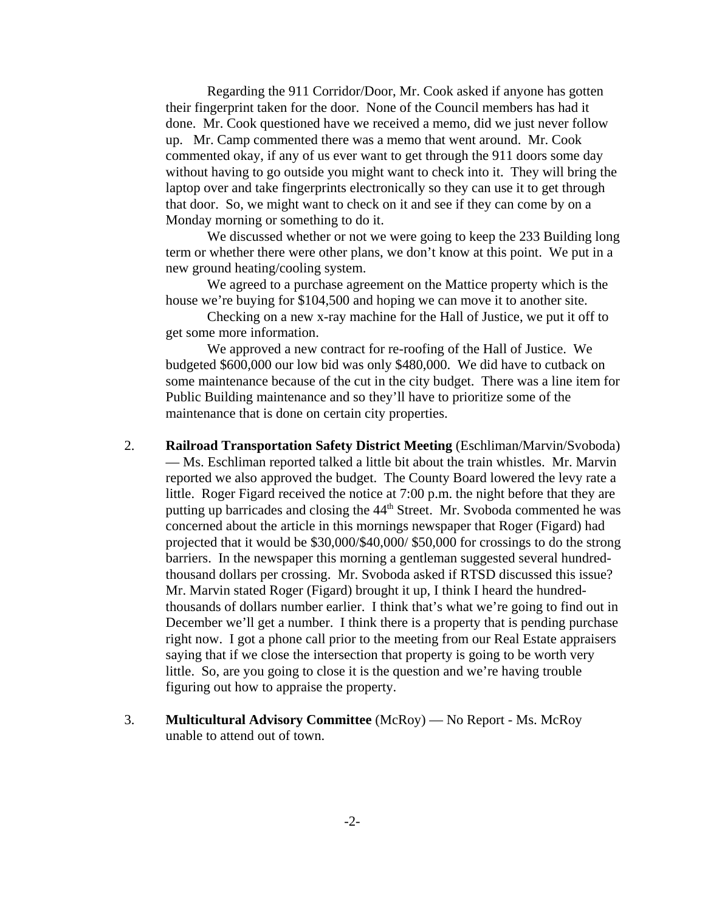Regarding the 911 Corridor/Door, Mr. Cook asked if anyone has gotten their fingerprint taken for the door. None of the Council members has had it done. Mr. Cook questioned have we received a memo, did we just never follow up. Mr. Camp commented there was a memo that went around. Mr. Cook commented okay, if any of us ever want to get through the 911 doors some day without having to go outside you might want to check into it. They will bring the laptop over and take fingerprints electronically so they can use it to get through that door. So, we might want to check on it and see if they can come by on a Monday morning or something to do it.

We discussed whether or not we were going to keep the 233 Building long term or whether there were other plans, we don't know at this point. We put in a new ground heating/cooling system.

We agreed to a purchase agreement on the Mattice property which is the house we're buying for $104,500 and hoping we can move it to another site.

Checking on a new x-ray machine for the Hall of Justice, we put it off to get some more information.

We approved a new contract for re-roofing of the Hall of Justice. We budgeted $600,000 our low bid was only $480,000. We did have to cutback on some maintenance because of the cut in the city budget. There was a line item for Public Building maintenance and so they'll have to prioritize some of the maintenance that is done on certain city properties.

2. **Railroad Transportation Safety District Meeting** (Eschliman/Marvin/Svoboda) — Ms. Eschliman reported talked a little bit about the train whistles. Mr. Marvin reported we also approved the budget. The County Board lowered the levy rate a little. Roger Figard received the notice at 7:00 p.m. the night before that they are putting up barricades and closing the 44th Street. Mr. Svoboda commented he was concerned about the article in this mornings newspaper that Roger (Figard) had projected that it would be $30,000/$40,000/ $50,000 for crossings to do the strong barriers. In the newspaper this morning a gentleman suggested several hundred-thousand dollars per crossing. Mr. Svoboda asked if RTSD discussed this issue? Mr. Marvin stated Roger (Figard) brought it up, I think I heard the hundred-thousands of dollars number earlier. I think that's what we're going to find out in December we'll get a number. I think there is a property that is pending purchase right now. I got a phone call prior to the meeting from our Real Estate appraisers saying that if we close the intersection that property is going to be worth very little. So, are you going to close it is the question and we're having trouble figuring out how to appraise the property.

3. **Multicultural Advisory Committee** (McRoy) — No Report - Ms. McRoy unable to attend out of town.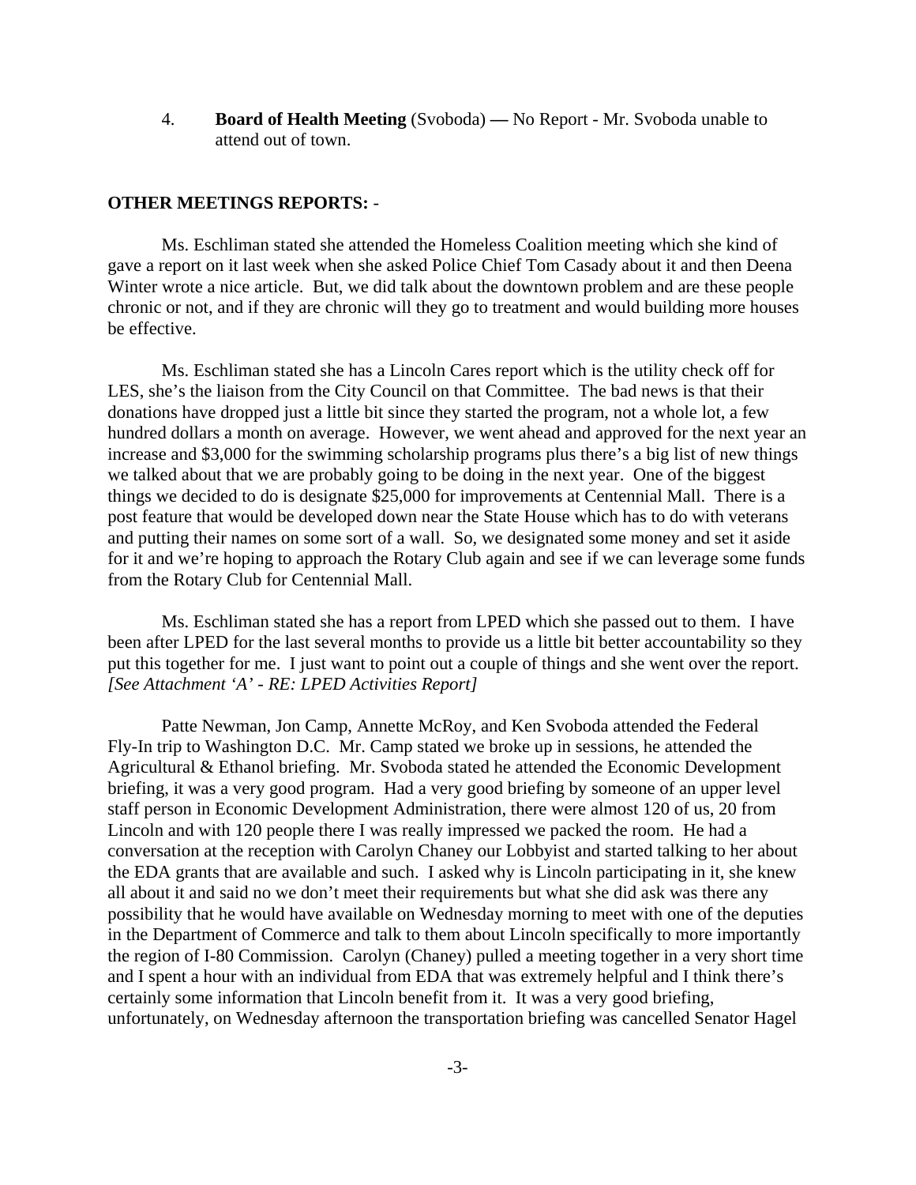4. **Board of Health Meeting** (Svoboda) **—** No Report - Mr. Svoboda unable to attend out of town.

**OTHER MEETINGS REPORTS:** -

Ms. Eschliman stated she attended the Homeless Coalition meeting which she kind of gave a report on it last week when she asked Police Chief Tom Casady about it and then Deena Winter wrote a nice article. But, we did talk about the downtown problem and are these people chronic or not, and if they are chronic will they go to treatment and would building more houses be effective.

Ms. Eschliman stated she has a Lincoln Cares report which is the utility check off for LES, she's the liaison from the City Council on that Committee. The bad news is that their donations have dropped just a little bit since they started the program, not a whole lot, a few hundred dollars a month on average. However, we went ahead and approved for the next year an increase and $3,000 for the swimming scholarship programs plus there's a big list of new things we talked about that we are probably going to be doing in the next year. One of the biggest things we decided to do is designate $25,000 for improvements at Centennial Mall. There is a post feature that would be developed down near the State House which has to do with veterans and putting their names on some sort of a wall. So, we designated some money and set it aside for it and we're hoping to approach the Rotary Club again and see if we can leverage some funds from the Rotary Club for Centennial Mall.

Ms. Eschliman stated she has a report from LPED which she passed out to them. I have been after LPED for the last several months to provide us a little bit better accountability so they put this together for me. I just want to point out a couple of things and she went over the report. *[See Attachment 'A' - RE: LPED Activities Report]*

Patte Newman, Jon Camp, Annette McRoy, and Ken Svoboda attended the Federal Fly-In trip to Washington D.C. Mr. Camp stated we broke up in sessions, he attended the Agricultural & Ethanol briefing. Mr. Svoboda stated he attended the Economic Development briefing, it was a very good program. Had a very good briefing by someone of an upper level staff person in Economic Development Administration, there were almost 120 of us, 20 from Lincoln and with 120 people there I was really impressed we packed the room. He had a conversation at the reception with Carolyn Chaney our Lobbyist and started talking to her about the EDA grants that are available and such. I asked why is Lincoln participating in it, she knew all about it and said no we don't meet their requirements but what she did ask was there any possibility that he would have available on Wednesday morning to meet with one of the deputies in the Department of Commerce and talk to them about Lincoln specifically to more importantly the region of I-80 Commission. Carolyn (Chaney) pulled a meeting together in a very short time and I spent a hour with an individual from EDA that was extremely helpful and I think there's certainly some information that Lincoln benefit from it. It was a very good briefing, unfortunately, on Wednesday afternoon the transportation briefing was cancelled Senator Hagel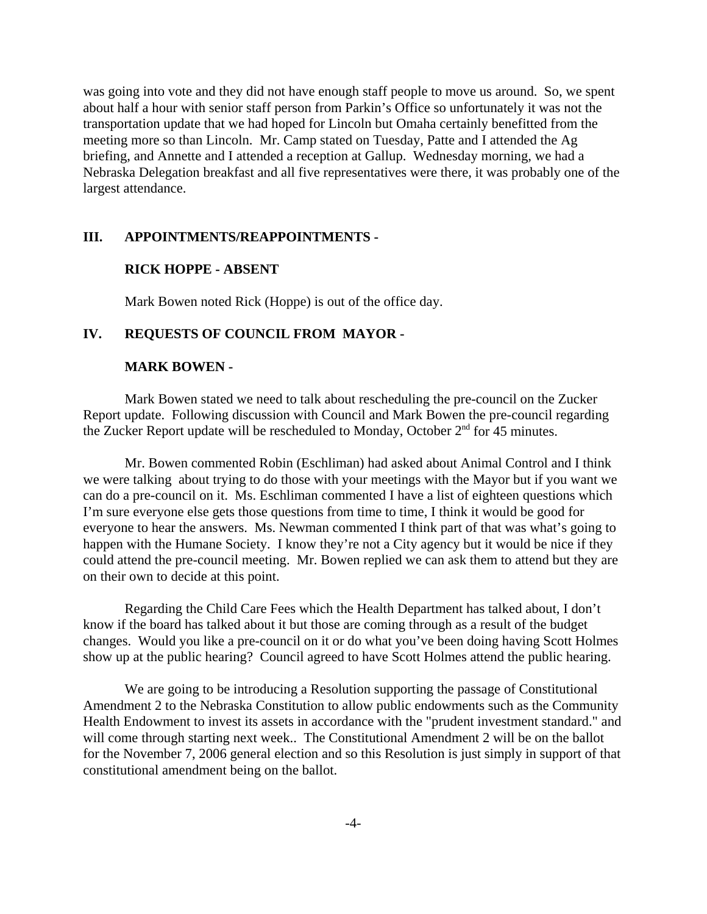was going into vote and they did not have enough staff people to move us around. So, we spent about half a hour with senior staff person from Parkin's Office so unfortunately it was not the transportation update that we had hoped for Lincoln but Omaha certainly benefitted from the meeting more so than Lincoln. Mr. Camp stated on Tuesday, Patte and I attended the Ag briefing, and Annette and I attended a reception at Gallup. Wednesday morning, we had a Nebraska Delegation breakfast and all five representatives were there, it was probably one of the largest attendance.

## III. APPOINTMENTS/REAPPOINTMENTS -

### RICK HOPPE - ABSENT

Mark Bowen noted Rick (Hoppe) is out of the office day.

## IV. REQUESTS OF COUNCIL FROM MAYOR -

### MARK BOWEN -

Mark Bowen stated we need to talk about rescheduling the pre-council on the Zucker Report update. Following discussion with Council and Mark Bowen the pre-council regarding the Zucker Report update will be rescheduled to Monday, October 2nd for 45 minutes.

Mr. Bowen commented Robin (Eschliman) had asked about Animal Control and I think we were talking about trying to do those with your meetings with the Mayor but if you want we can do a pre-council on it. Ms. Eschliman commented I have a list of eighteen questions which I'm sure everyone else gets those questions from time to time, I think it would be good for everyone to hear the answers. Ms. Newman commented I think part of that was what's going to happen with the Humane Society. I know they're not a City agency but it would be nice if they could attend the pre-council meeting. Mr. Bowen replied we can ask them to attend but they are on their own to decide at this point.

Regarding the Child Care Fees which the Health Department has talked about, I don't know if the board has talked about it but those are coming through as a result of the budget changes. Would you like a pre-council on it or do what you've been doing having Scott Holmes show up at the public hearing? Council agreed to have Scott Holmes attend the public hearing.

We are going to be introducing a Resolution supporting the passage of Constitutional Amendment 2 to the Nebraska Constitution to allow public endowments such as the Community Health Endowment to invest its assets in accordance with the "prudent investment standard." and will come through starting next week.. The Constitutional Amendment 2 will be on the ballot for the November 7, 2006 general election and so this Resolution is just simply in support of that constitutional amendment being on the ballot.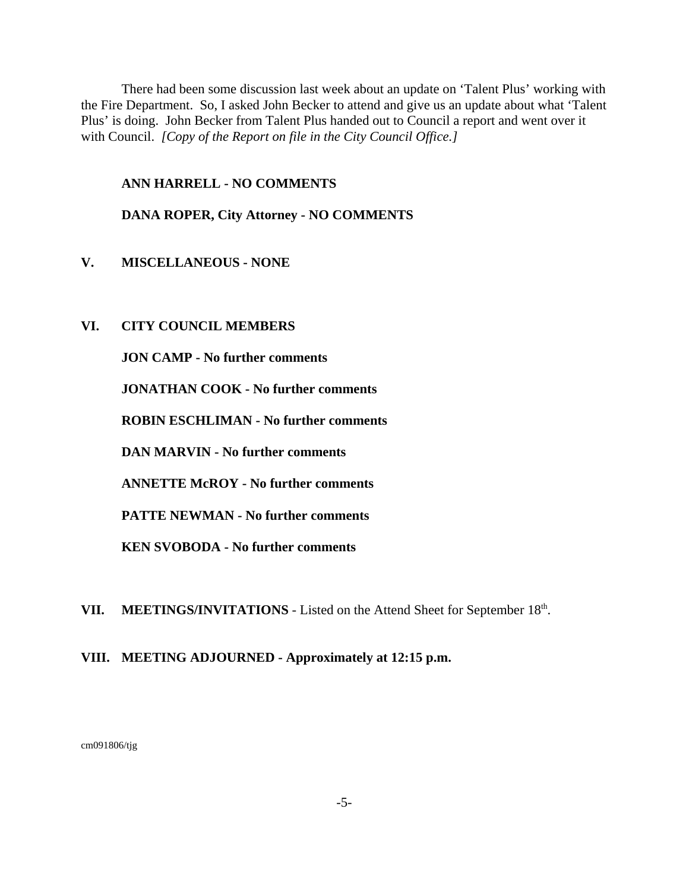There had been some discussion last week about an update on 'Talent Plus' working with the Fire Department. So, I asked John Becker to attend and give us an update about what 'Talent Plus' is doing. John Becker from Talent Plus handed out to Council a report and went over it with Council. *[Copy of the Report on file in the City Council Office.]*

**ANN HARRELL - NO COMMENTS**

**DANA ROPER, City Attorney - NO COMMENTS**

## V. MISCELLANEOUS - NONE

## VI. CITY COUNCIL MEMBERS

**JON CAMP - No further comments**

**JONATHAN COOK - No further comments**

**ROBIN ESCHLIMAN - No further comments**

**DAN MARVIN - No further comments**

**ANNETTE McROY - No further comments**

**PATTE NEWMAN - No further comments**

**KEN SVOBODA - No further comments**

## VII. MEETINGS/INVITATIONS - Listed on the Attend Sheet for September 18th.

## VIII. MEETING ADJOURNED - Approximately at 12:15 p.m.

cm091806/tjg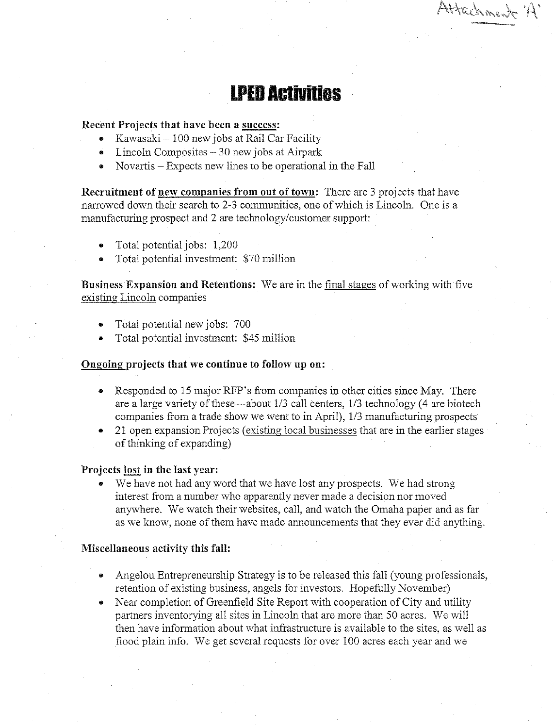Attachment 'A'

# LPED Activities

**Recent Projects that have been a success:**

- Kawasaki – 100 new jobs at Rail Car Facility
- Lincoln Composites – 30 new jobs at Airpark
- Novartis – Expects new lines to be operational in the Fall

**Recruitment of new companies from out of town:** There are 3 projects that have narrowed down their search to 2-3 communities, one of which is Lincoln. One is a manufacturing prospect and 2 are technology/customer support:

- Total potential jobs: 1,200
- Total potential investment: $70 million

**Business Expansion and Retentions:** We are in the final stages of working with five existing Lincoln companies

- Total potential new jobs: 700
- Total potential investment: $45 million

**Ongoing projects that we continue to follow up on:**

- Responded to 15 major RFP's from companies in other cities since May. There are a large variety of these—about 1/3 call centers, 1/3 technology (4 are biotech companies from a trade show we went to in April), 1/3 manufacturing prospects
- 21 open expansion Projects (existing local businesses that are in the earlier stages of thinking of expanding)

**Projects lost in the last year:**

- We have not had any word that we have lost any prospects. We had strong interest from a number who apparently never made a decision nor moved anywhere. We watch their websites, call, and watch the Omaha paper and as far as we know, none of them have made announcements that they ever did anything.

**Miscellaneous activity this fall:**

- Angelou Entrepreneurship Strategy is to be released this fall (young professionals, retention of existing business, angels for investors. Hopefully November)
- Near completion of Greenfield Site Report with cooperation of City and utility partners inventorying all sites in Lincoln that are more than 50 acres. We will then have information about what infrastructure is available to the sites, as well as flood plain info. We get several requests for over 100 acres each year and we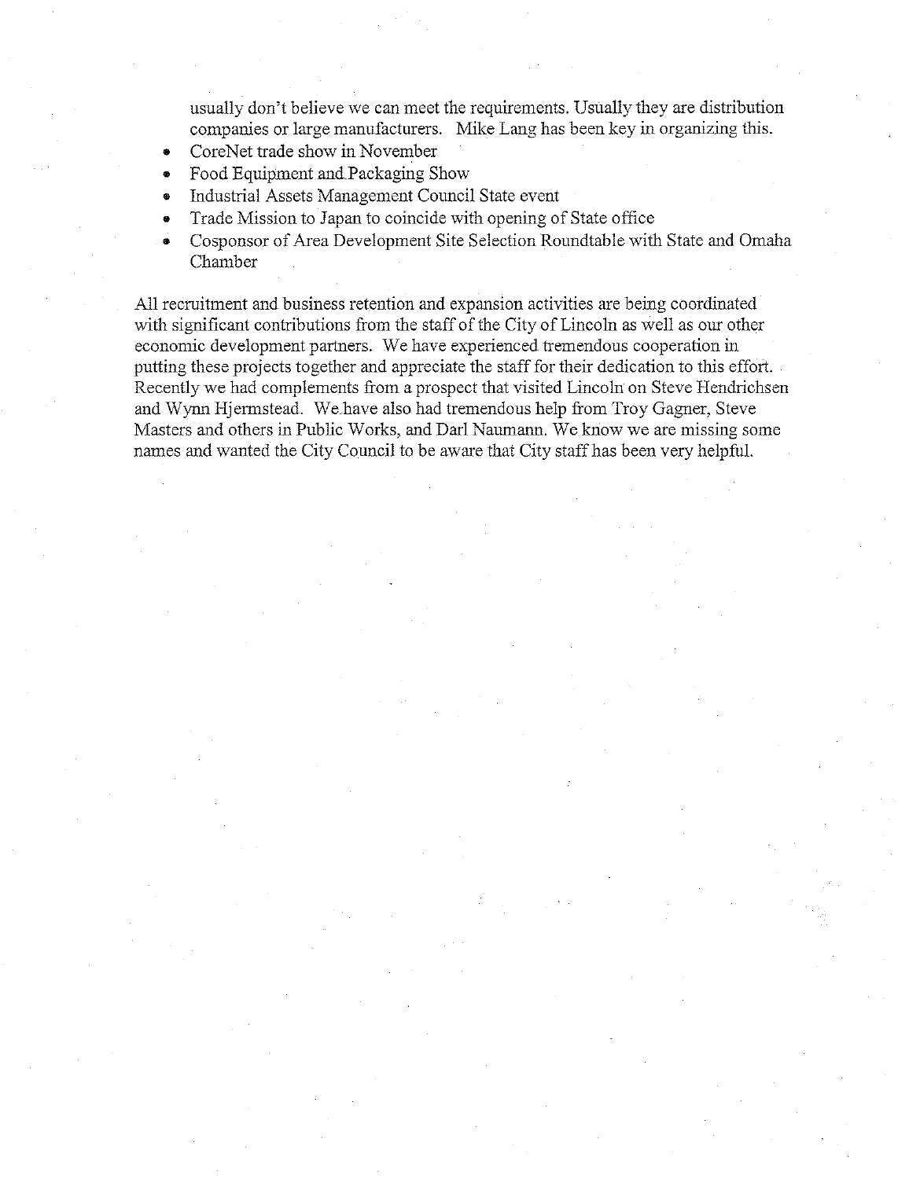usually don't believe we can meet the requirements. Usually they are distribution companies or large manufacturers. Mike Lang has been key in organizing this.

- CoreNet trade show in November
- Food Equipment and Packaging Show
- Industrial Assets Management Council State event
- Trade Mission to Japan to coincide with opening of State office
- Cosponsor of Area Development Site Selection Roundtable with State and Omaha Chamber

All recruitment and business retention and expansion activities are being coordinated with significant contributions from the staff of the City of Lincoln as well as our other economic development partners. We have experienced tremendous cooperation in putting these projects together and appreciate the staff for their dedication to this effort. Recently we had complements from a prospect that visited Lincoln on Steve Hendrichsen and Wynn Hjermstead. We have also had tremendous help from Troy Gagner, Steve Masters and others in Public Works, and Darl Naumann. We know we are missing some names and wanted the City Council to be aware that City staff has been very helpful.